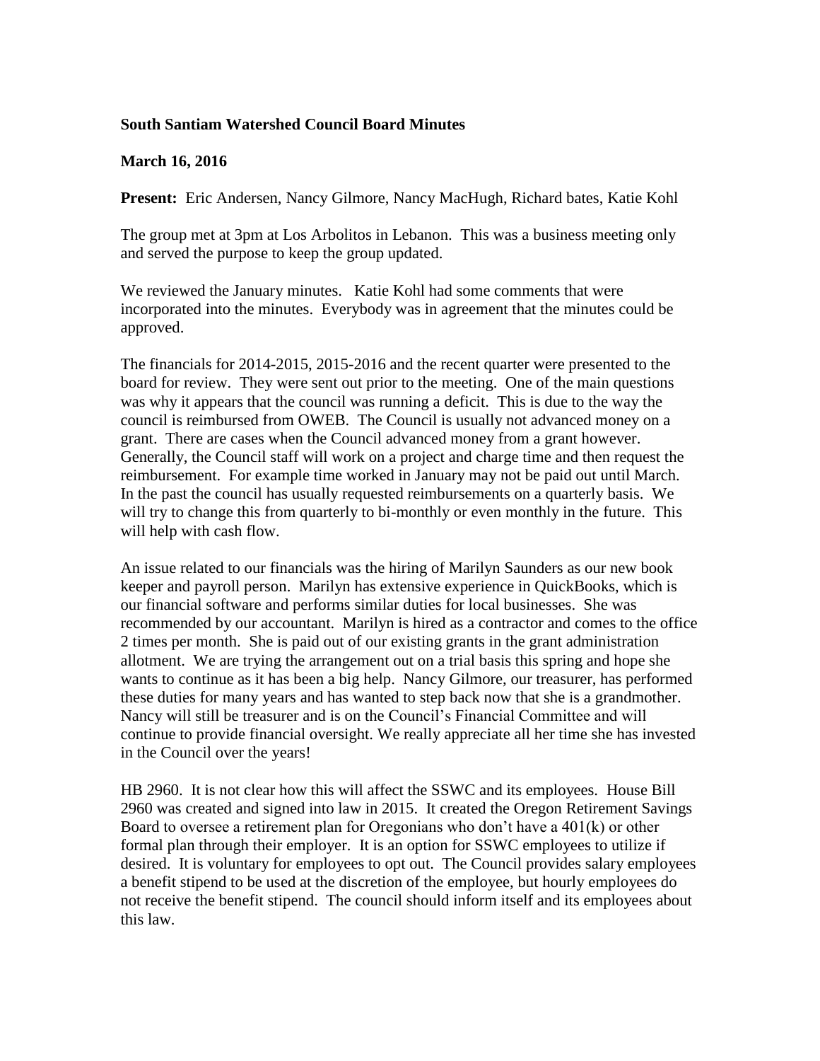**South Santiam Watershed Council Board Minutes**

**March 16, 2016**

**Present:** Eric Andersen, Nancy Gilmore, Nancy MacHugh, Richard bates, Katie Kohl

The group met at 3pm at Los Arbolitos in Lebanon. This was a business meeting only and served the purpose to keep the group updated.

We reviewed the January minutes. Katie Kohl had some comments that were incorporated into the minutes. Everybody was in agreement that the minutes could be approved.

The financials for 2014-2015, 2015-2016 and the recent quarter were presented to the board for review. They were sent out prior to the meeting. One of the main questions was why it appears that the council was running a deficit. This is due to the way the council is reimbursed from OWEB. The Council is usually not advanced money on a grant. There are cases when the Council advanced money from a grant however. Generally, the Council staff will work on a project and charge time and then request the reimbursement. For example time worked in January may not be paid out until March. In the past the council has usually requested reimbursements on a quarterly basis. We will try to change this from quarterly to bi-monthly or even monthly in the future. This will help with cash flow.

An issue related to our financials was the hiring of Marilyn Saunders as our new book keeper and payroll person. Marilyn has extensive experience in QuickBooks, which is our financial software and performs similar duties for local businesses. She was recommended by our accountant. Marilyn is hired as a contractor and comes to the office 2 times per month. She is paid out of our existing grants in the grant administration allotment. We are trying the arrangement out on a trial basis this spring and hope she wants to continue as it has been a big help. Nancy Gilmore, our treasurer, has performed these duties for many years and has wanted to step back now that she is a grandmother. Nancy will still be treasurer and is on the Council's Financial Committee and will continue to provide financial oversight. We really appreciate all her time she has invested in the Council over the years!

HB 2960. It is not clear how this will affect the SSWC and its employees. House Bill 2960 was created and signed into law in 2015. It created the Oregon Retirement Savings Board to oversee a retirement plan for Oregonians who don't have a 401(k) or other formal plan through their employer. It is an option for SSWC employees to utilize if desired. It is voluntary for employees to opt out. The Council provides salary employees a benefit stipend to be used at the discretion of the employee, but hourly employees do not receive the benefit stipend. The council should inform itself and its employees about this law.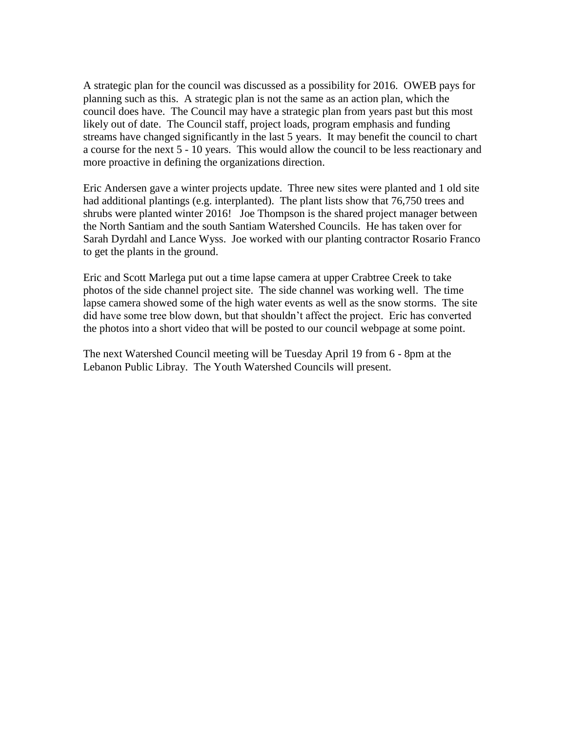A strategic plan for the council was discussed as a possibility for 2016. OWEB pays for planning such as this. A strategic plan is not the same as an action plan, which the council does have. The Council may have a strategic plan from years past but this most likely out of date. The Council staff, project loads, program emphasis and funding streams have changed significantly in the last 5 years. It may benefit the council to chart a course for the next 5 - 10 years. This would allow the council to be less reactionary and more proactive in defining the organizations direction.

Eric Andersen gave a winter projects update. Three new sites were planted and 1 old site had additional plantings (e.g. interplanted). The plant lists show that 76,750 trees and shrubs were planted winter 2016! Joe Thompson is the shared project manager between the North Santiam and the south Santiam Watershed Councils. He has taken over for Sarah Dyrdahl and Lance Wyss. Joe worked with our planting contractor Rosario Franco to get the plants in the ground.

Eric and Scott Marlega put out a time lapse camera at upper Crabtree Creek to take photos of the side channel project site. The side channel was working well. The time lapse camera showed some of the high water events as well as the snow storms. The site did have some tree blow down, but that shouldn't affect the project. Eric has converted the photos into a short video that will be posted to our council webpage at some point.

The next Watershed Council meeting will be Tuesday April 19 from 6 - 8pm at the Lebanon Public Libray. The Youth Watershed Councils will present.